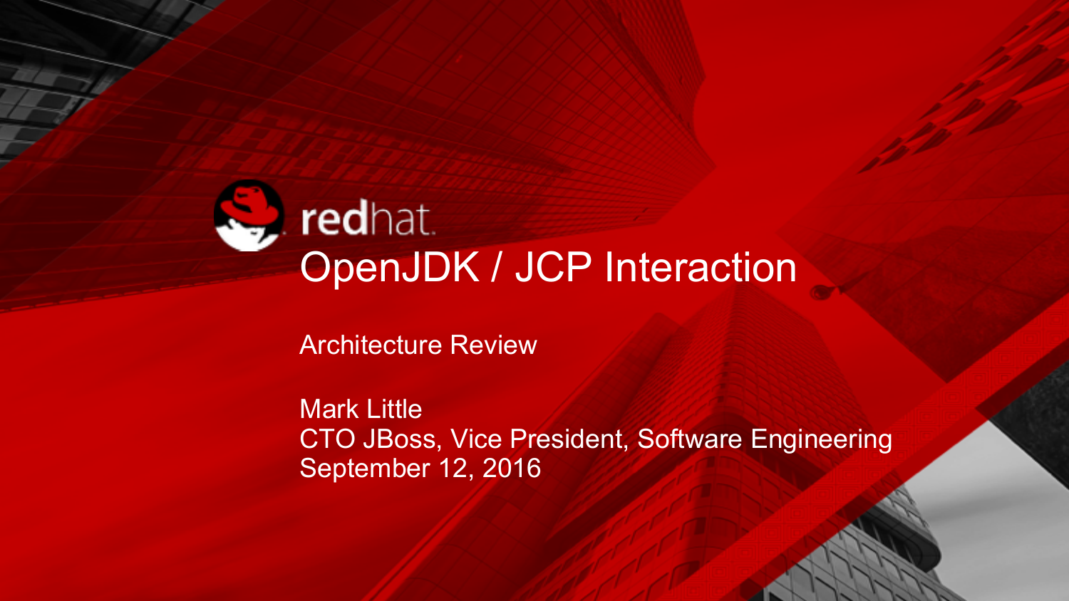redhat

# OpenJDK / JCP Interaction

Architecture Review

Mark Little
CTO JBoss, Vice President, Software Engineering
September 12, 2016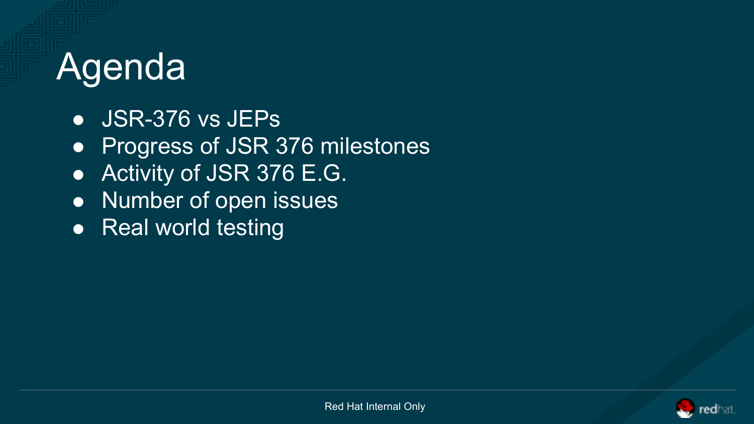# Agenda

- JSR-376 vs JEPs
- Progress of JSR 376 milestones
- Activity of JSR 376 E.G.
- Number of open issues
- Real world testing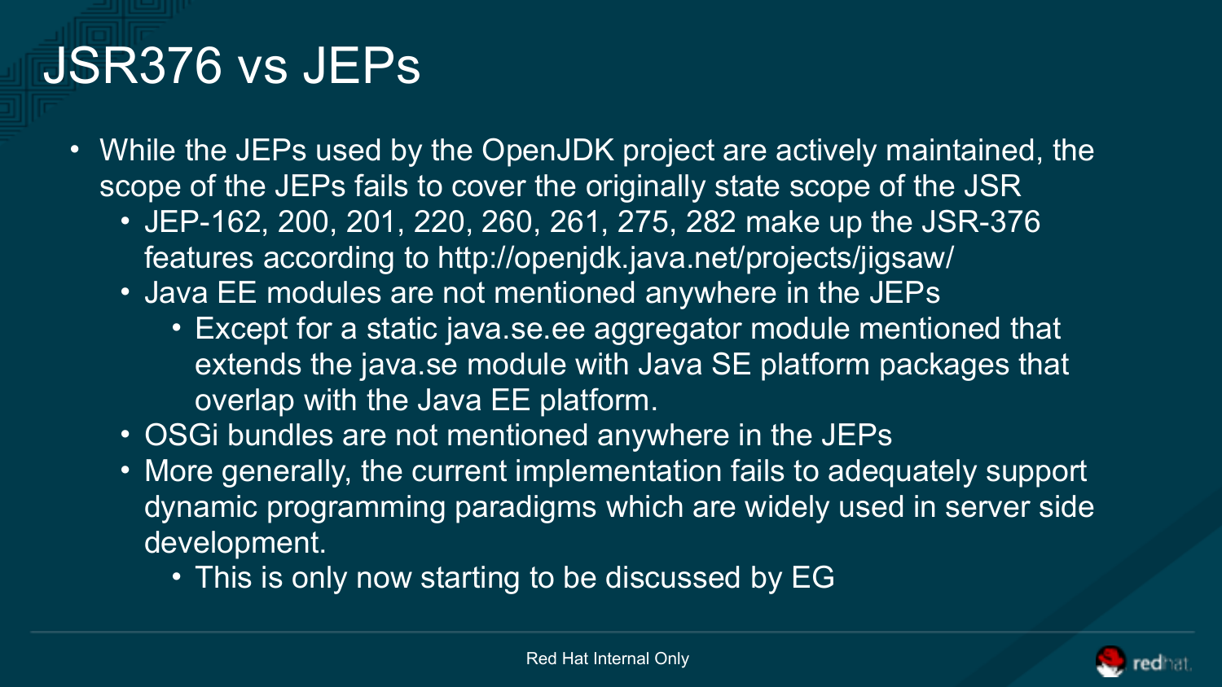# JSR376 vs JEPs

- While the JEPs used by the OpenJDK project are actively maintained, the scope of the JEPs fails to cover the originally state scope of the JSR
  - JEP-162, 200, 201, 220, 260, 261, 275, 282 make up the JSR-376 features according to http://openjdk.java.net/projects/jigsaw/
  - Java EE modules are not mentioned anywhere in the JEPs
    - Except for a static java.se.ee aggregator module mentioned that extends the java.se module with Java SE platform packages that overlap with the Java EE platform.
  - OSGi bundles are not mentioned anywhere in the JEPs
  - More generally, the current implementation fails to adequately support dynamic programming paradigms which are widely used in server side development.
    - This is only now starting to be discussed by EG

Red Hat Internal Only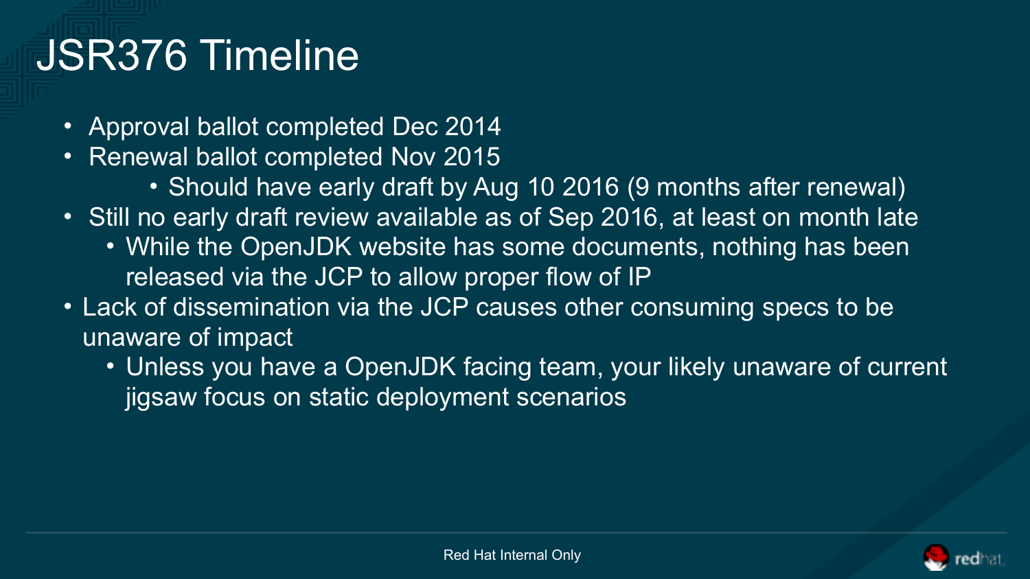# JSR376 Timeline

- Approval ballot completed Dec 2014
- Renewal ballot completed Nov 2015
  - Should have early draft by Aug 10 2016 (9 months after renewal)
- Still no early draft review available as of Sep 2016, at least on month late
  - While the OpenJDK website has some documents, nothing has been released via the JCP to allow proper flow of IP
- Lack of dissemination via the JCP causes other consuming specs to be unaware of impact
  - Unless you have a OpenJDK facing team, your likely unaware of current jigsaw focus on static deployment scenarios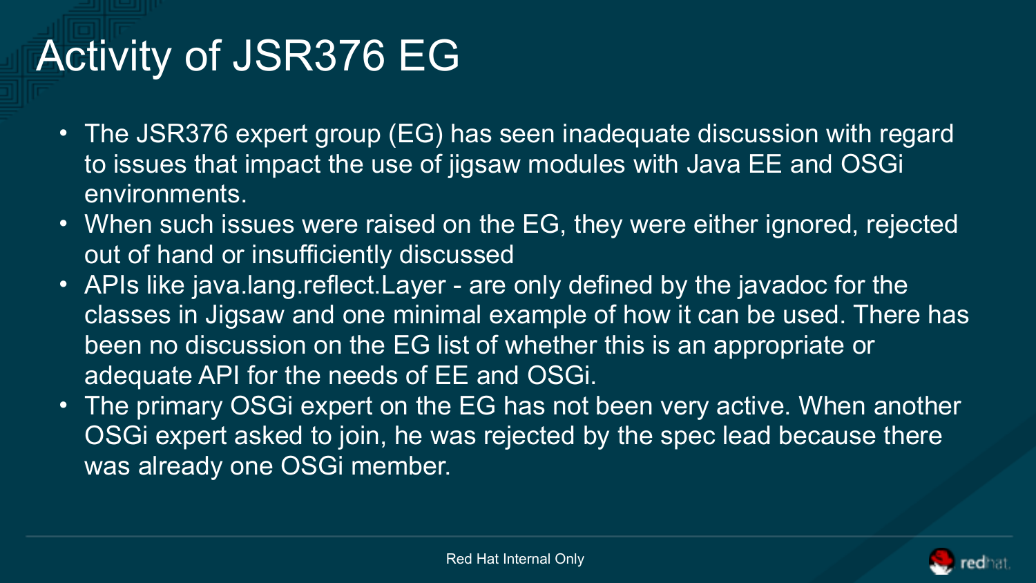# Activity of JSR376 EG

- The JSR376 expert group (EG) has seen inadequate discussion with regard to issues that impact the use of jigsaw modules with Java EE and OSGi environments.
- When such issues were raised on the EG, they were either ignored, rejected out of hand or insufficiently discussed
- APIs like java.lang.reflect.Layer - are only defined by the javadoc for the classes in Jigsaw and one minimal example of how it can be used. There has been no discussion on the EG list of whether this is an appropriate or adequate API for the needs of EE and OSGi.
- The primary OSGi expert on the EG has not been very active. When another OSGi expert asked to join, he was rejected by the spec lead because there was already one OSGi member.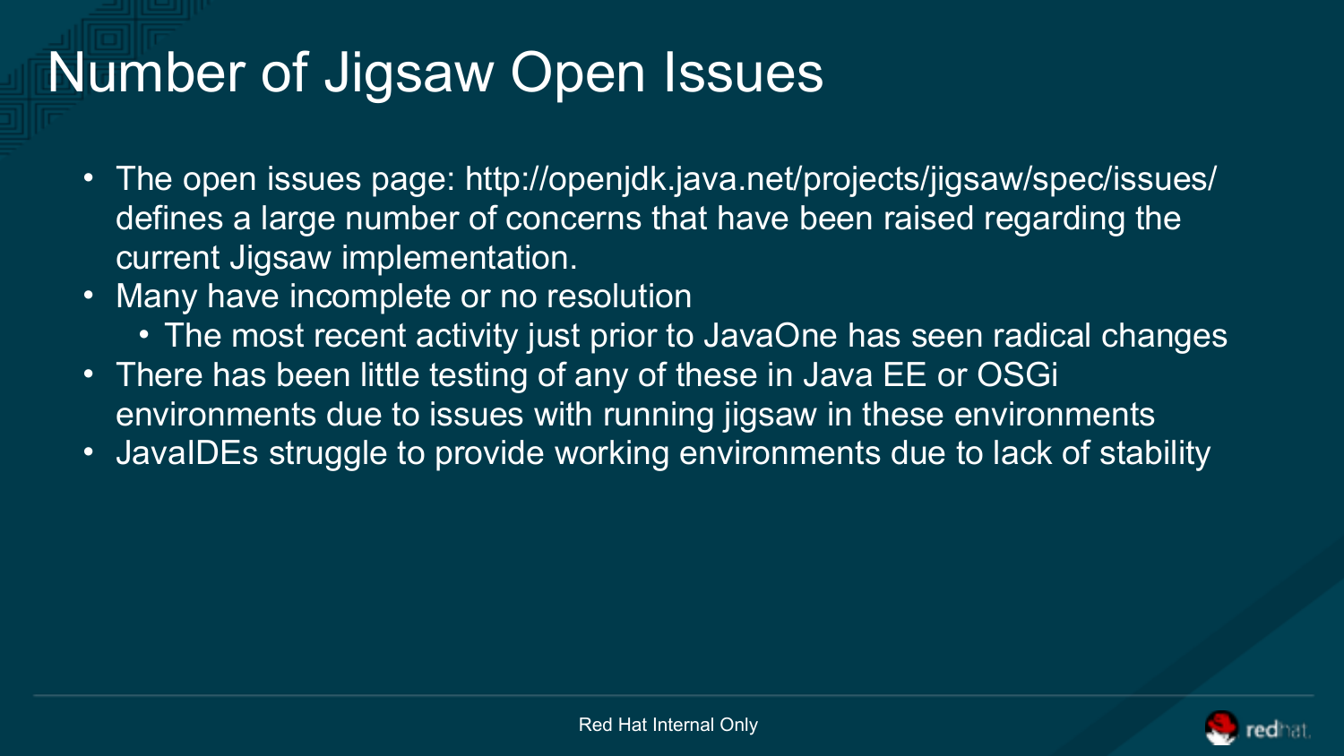# Number of Jigsaw Open Issues

- The open issues page: http://openjdk.java.net/projects/jigsaw/spec/issues/ defines a large number of concerns that have been raised regarding the current Jigsaw implementation.
- Many have incomplete or no resolution
  - The most recent activity just prior to JavaOne has seen radical changes
- There has been little testing of any of these in Java EE or OSGi environments due to issues with running jigsaw in these environments
- JavaIDEs struggle to provide working environments due to lack of stability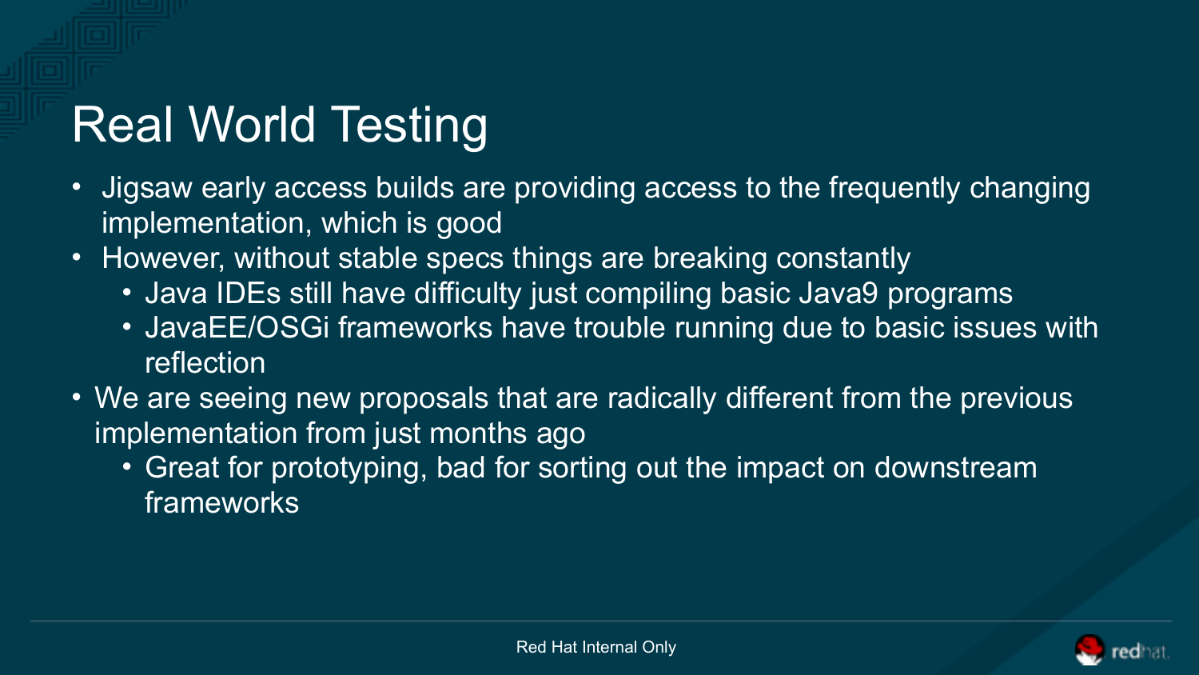# Real World Testing

- Jigsaw early access builds are providing access to the frequently changing implementation, which is good
- However, without stable specs things are breaking constantly
  - Java IDEs still have difficulty just compiling basic Java9 programs
  - JavaEE/OSGi frameworks have trouble running due to basic issues with reflection
- We are seeing new proposals that are radically different from the previous implementation from just months ago
  - Great for prototyping, bad for sorting out the impact on downstream frameworks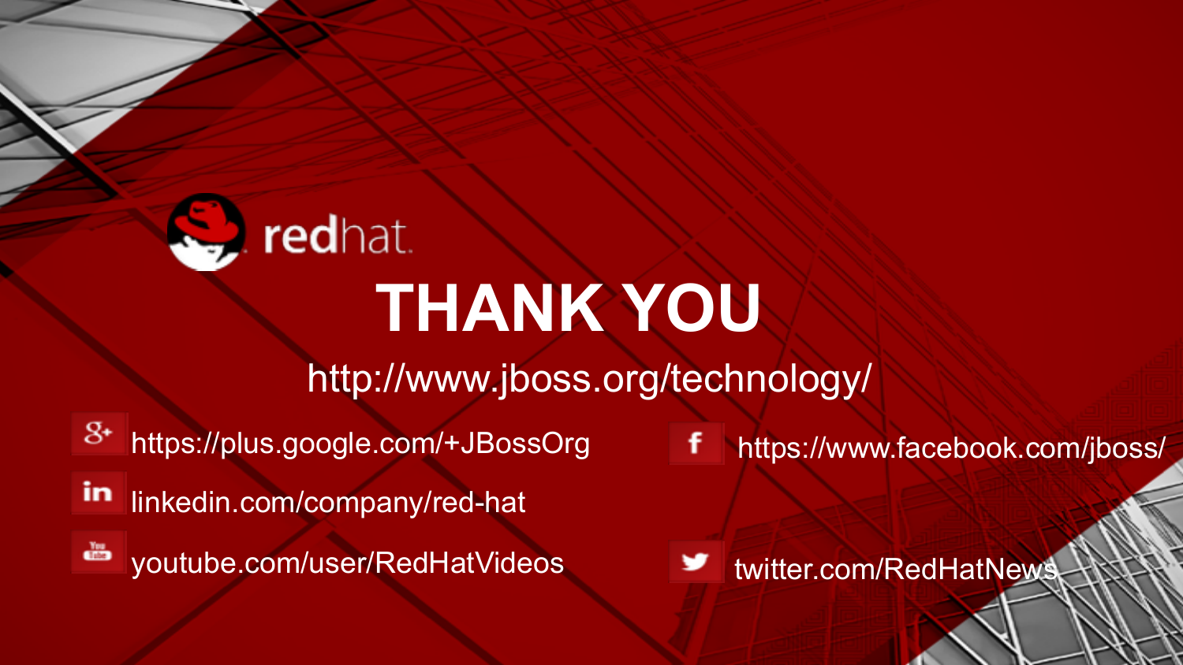redhat

# THANK YOU

http://www.jboss.org/technology/

- https://plus.google.com/+JBossOrg
- linkedin.com/company/red-hat
- youtube.com/user/RedHatVideos
- https://www.facebook.com/jboss/
- twitter.com/RedHatNews